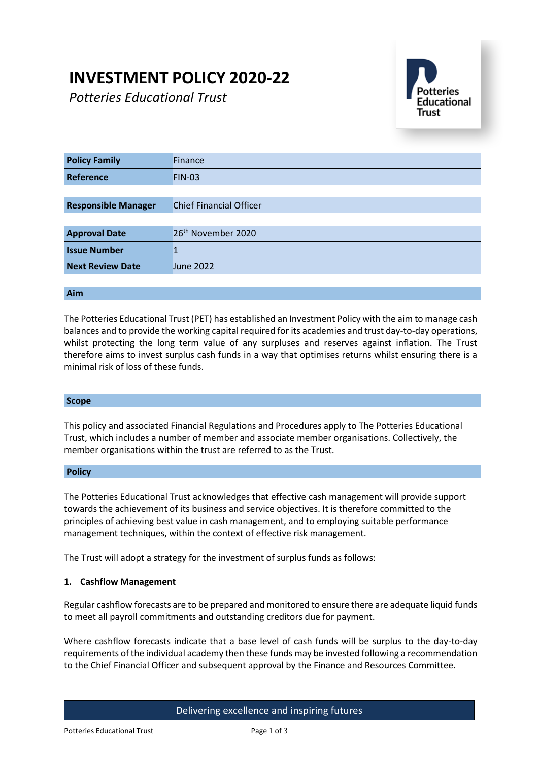# INVESTMENT POLICY 2020-22

*Potteries Educational Trust*

| | |
|---|---|
| **Policy Family** | Finance |
| **Reference** | FIN-03 |
| **Responsible Manager** | Chief Financial Officer |
| **Approval Date** | 26th November 2020 |
| **Issue Number** | 1 |
| **Next Review Date** | June 2022 |

## Aim

The Potteries Educational Trust (PET) has established an Investment Policy with the aim to manage cash balances and to provide the working capital required for its academies and trust day-to-day operations, whilst protecting the long term value of any surpluses and reserves against inflation. The Trust therefore aims to invest surplus cash funds in a way that optimises returns whilst ensuring there is a minimal risk of loss of these funds.

## Scope

This policy and associated Financial Regulations and Procedures apply to The Potteries Educational Trust, which includes a number of member and associate member organisations. Collectively, the member organisations within the trust are referred to as the Trust.

## Policy

The Potteries Educational Trust acknowledges that effective cash management will provide support towards the achievement of its business and service objectives. It is therefore committed to the principles of achieving best value in cash management, and to employing suitable performance management techniques, within the context of effective risk management.

The Trust will adopt a strategy for the investment of surplus funds as follows:

### 1. Cashflow Management

Regular cashflow forecasts are to be prepared and monitored to ensure there are adequate liquid funds to meet all payroll commitments and outstanding creditors due for payment.

Where cashflow forecasts indicate that a base level of cash funds will be surplus to the day-to-day requirements of the individual academy then these funds may be invested following a recommendation to the Chief Financial Officer and subsequent approval by the Finance and Resources Committee.

Delivering excellence and inspiring futures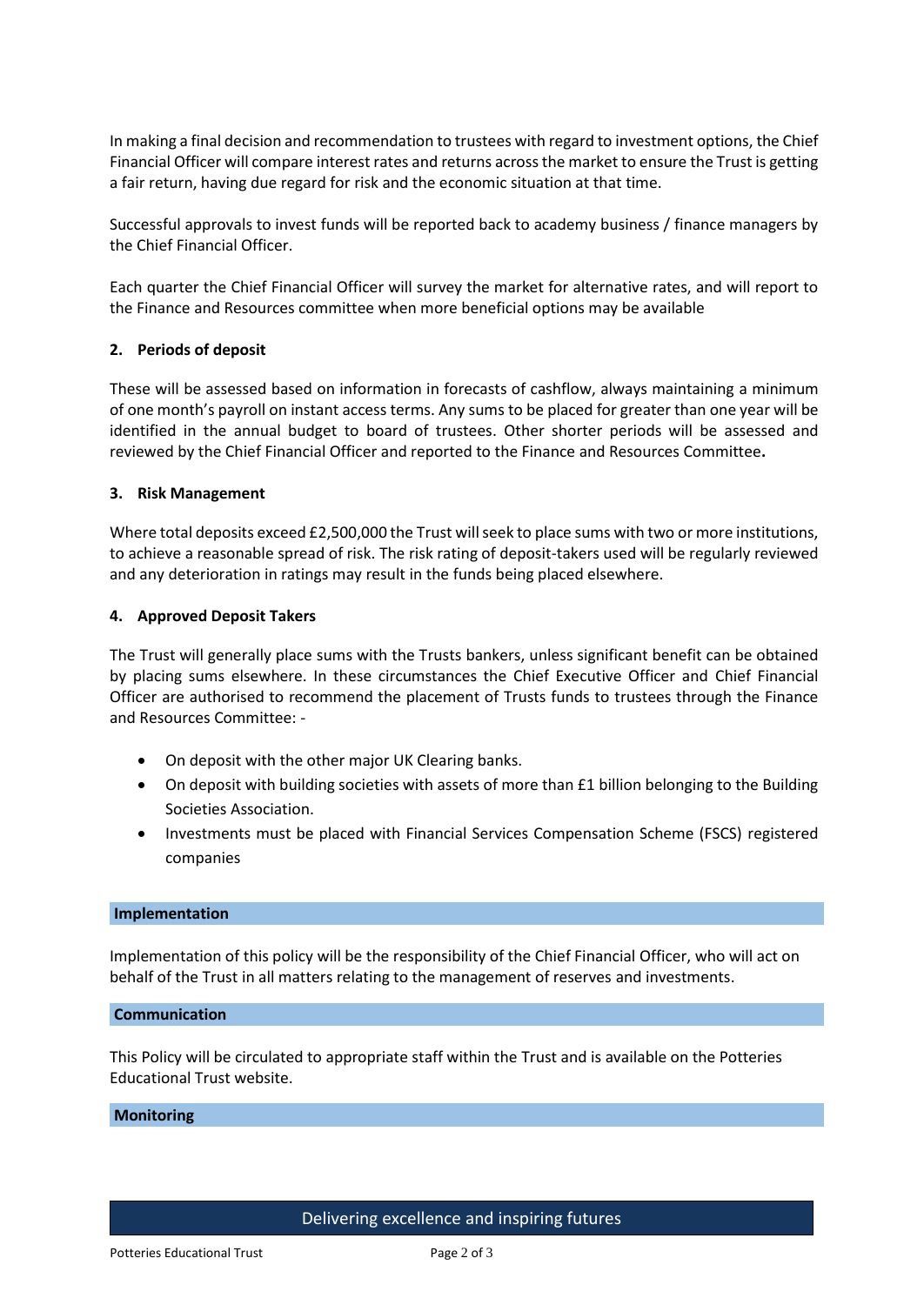In making a final decision and recommendation to trustees with regard to investment options, the Chief Financial Officer will compare interest rates and returns across the market to ensure the Trust is getting a fair return, having due regard for risk and the economic situation at that time.

Successful approvals to invest funds will be reported back to academy business / finance managers by the Chief Financial Officer.

Each quarter the Chief Financial Officer will survey the market for alternative rates, and will report to the Finance and Resources committee when more beneficial options may be available

### 2. Periods of deposit

These will be assessed based on information in forecasts of cashflow, always maintaining a minimum of one month's payroll on instant access terms. Any sums to be placed for greater than one year will be identified in the annual budget to board of trustees. Other shorter periods will be assessed and reviewed by the Chief Financial Officer and reported to the Finance and Resources Committee**.**

### 3. Risk Management

Where total deposits exceed £2,500,000 the Trust will seek to place sums with two or more institutions, to achieve a reasonable spread of risk. The risk rating of deposit-takers used will be regularly reviewed and any deterioration in ratings may result in the funds being placed elsewhere.

### 4. Approved Deposit Takers

The Trust will generally place sums with the Trusts bankers, unless significant benefit can be obtained by placing sums elsewhere. In these circumstances the Chief Executive Officer and Chief Financial Officer are authorised to recommend the placement of Trusts funds to trustees through the Finance and Resources Committee: -

- On deposit with the other major UK Clearing banks.
- On deposit with building societies with assets of more than £1 billion belonging to the Building Societies Association.
- Investments must be placed with Financial Services Compensation Scheme (FSCS) registered companies

## Implementation

Implementation of this policy will be the responsibility of the Chief Financial Officer, who will act on behalf of the Trust in all matters relating to the management of reserves and investments.

## Communication

This Policy will be circulated to appropriate staff within the Trust and is available on the Potteries Educational Trust website.

## Monitoring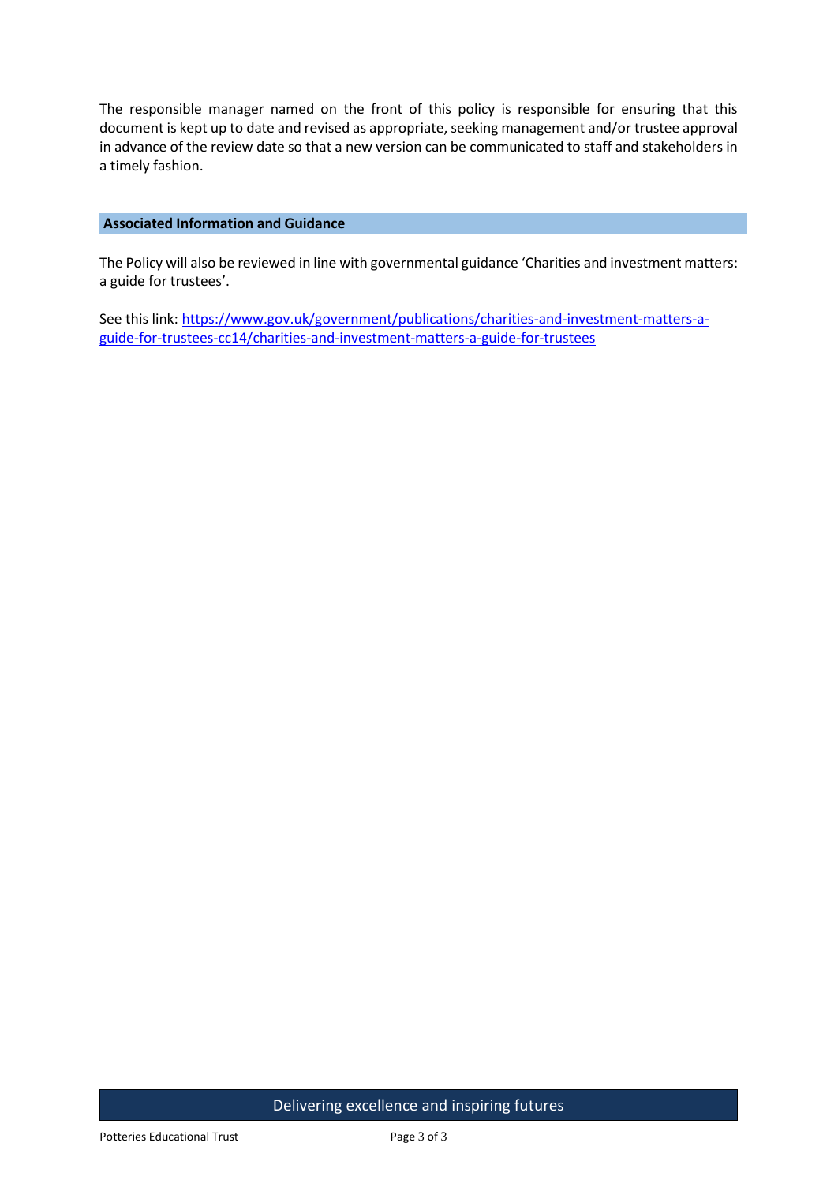The responsible manager named on the front of this policy is responsible for ensuring that this document is kept up to date and revised as appropriate, seeking management and/or trustee approval in advance of the review date so that a new version can be communicated to staff and stakeholders in a timely fashion.

## Associated Information and Guidance

The Policy will also be reviewed in line with governmental guidance 'Charities and investment matters: a guide for trustees'.

See this link: https://www.gov.uk/government/publications/charities-and-investment-matters-a-guide-for-trustees-cc14/charities-and-investment-matters-a-guide-for-trustees

Delivering excellence and inspiring futures